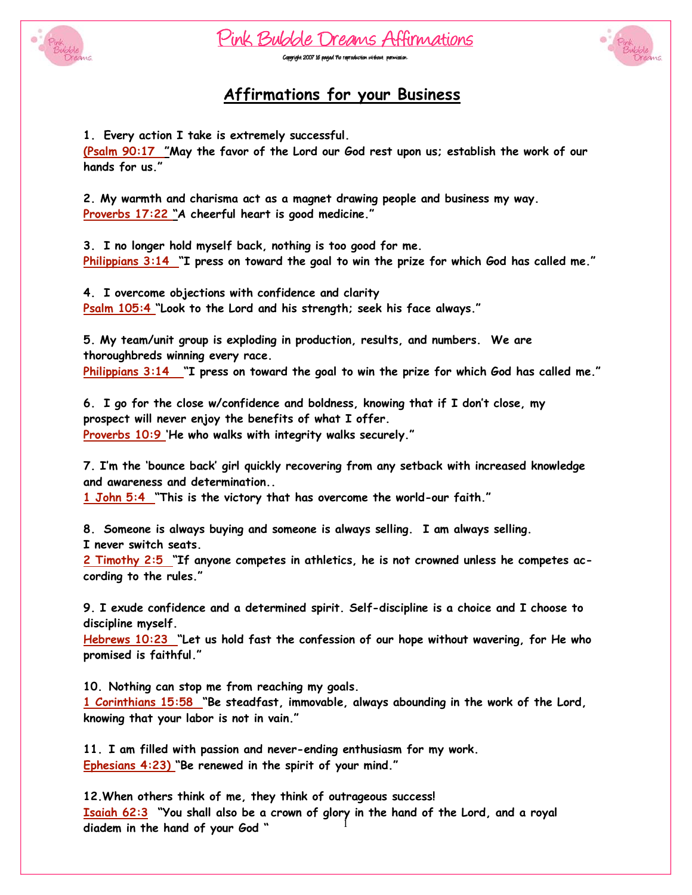# Pink Bubble Dreams Affirmations

Copyright 2007 16 paged No reproduction without permission.

## Affirmations for your Business

**1. Every action I take is extremely successful.**
**(Psalm 90:17 "May the favor of the Lord our God rest upon us; establish the work of our hands for us."**

**2. My warmth and charisma act as a magnet drawing people and business my way.**
**Proverbs 17:22 "A cheerful heart is good medicine."**

**3. I no longer hold myself back, nothing is too good for me.**
**Philippians 3:14 "I press on toward the goal to win the prize for which God has called me."**

**4. I overcome objections with confidence and clarity**
**Psalm 105:4 "Look to the Lord and his strength; seek his face always."**

**5. My team/unit group is exploding in production, results, and numbers. We are thoroughbreds winning every race.**
**Philippians 3:14 "I press on toward the goal to win the prize for which God has called me."**

**6. I go for the close w/confidence and boldness, knowing that if I don't close, my prospect will never enjoy the benefits of what I offer.**
**Proverbs 10:9 'He who walks with integrity walks securely."**

**7. I'm the 'bounce back' girl quickly recovering from any setback with increased knowledge and awareness and determination..**
**1 John 5:4 "This is the victory that has overcome the world-our faith."**

**8. Someone is always buying and someone is always selling. I am always selling. I never switch seats.**
**2 Timothy 2:5 "If anyone competes in athletics, he is not crowned unless he competes according to the rules."**

**9. I exude confidence and a determined spirit. Self-discipline is a choice and I choose to discipline myself.**
**Hebrews 10:23 "Let us hold fast the confession of our hope without wavering, for He who promised is faithful."**

**10. Nothing can stop me from reaching my goals.**
**1 Corinthians 15:58 "Be steadfast, immovable, always abounding in the work of the Lord, knowing that your labor is not in vain."**

**11. I am filled with passion and never-ending enthusiasm for my work.**
**Ephesians 4:23) "Be renewed in the spirit of your mind."**

**12.When others think of me, they think of outrageous success!**
**Isaiah 62:3 "You shall also be a crown of glory in the hand of the Lord, and a royal diadem in the hand of your God "**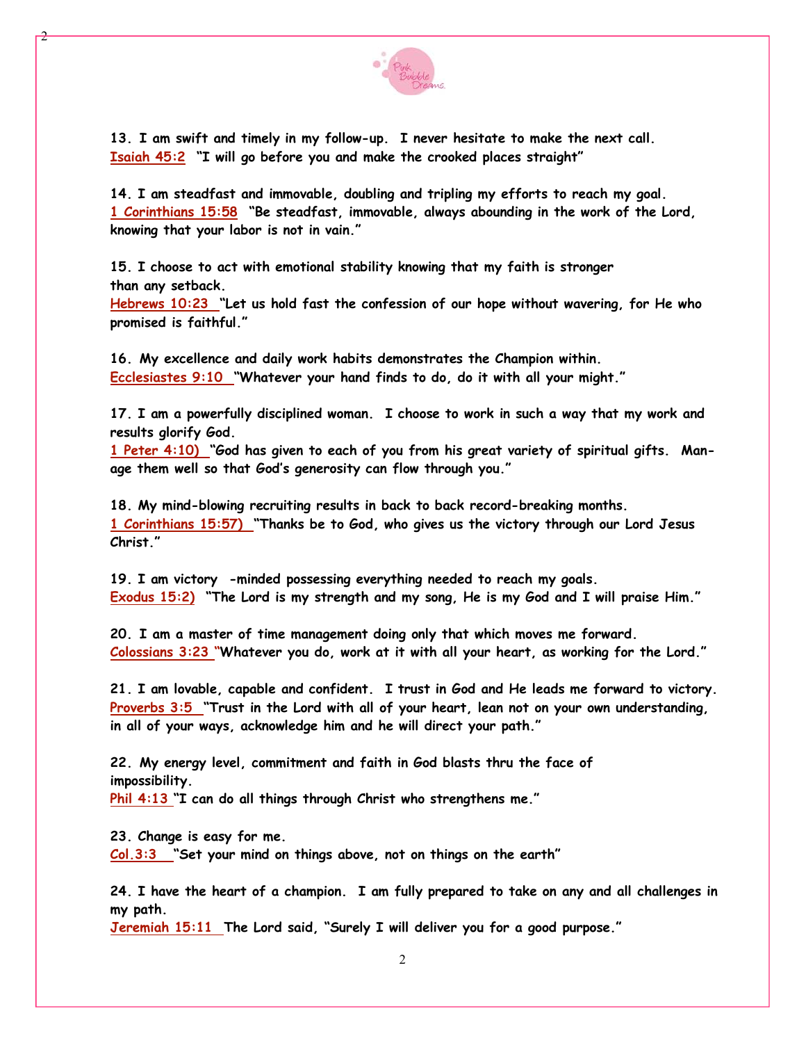**13. I am swift and timely in my follow-up. I never hesitate to make the next call.**
**Isaiah 45:2 "I will go before you and make the crooked places straight"**

**14. I am steadfast and immovable, doubling and tripling my efforts to reach my goal.**
**1 Corinthians 15:58 "Be steadfast, immovable, always abounding in the work of the Lord, knowing that your labor is not in vain."**

**15. I choose to act with emotional stability knowing that my faith is stronger than any setback.**
**Hebrews 10:23 "Let us hold fast the confession of our hope without wavering, for He who promised is faithful."**

**16. My excellence and daily work habits demonstrates the Champion within.**
**Ecclesiastes 9:10 "Whatever your hand finds to do, do it with all your might."**

**17. I am a powerfully disciplined woman. I choose to work in such a way that my work and results glorify God.**
**1 Peter 4:10) "God has given to each of you from his great variety of spiritual gifts. Manage them well so that God's generosity can flow through you."**

**18. My mind-blowing recruiting results in back to back record-breaking months.**
**1 Corinthians 15:57) "Thanks be to God, who gives us the victory through our Lord Jesus Christ."**

**19. I am victory -minded possessing everything needed to reach my goals.**
**Exodus 15:2) "The Lord is my strength and my song, He is my God and I will praise Him."**

**20. I am a master of time management doing only that which moves me forward.**
**Colossians 3:23 "Whatever you do, work at it with all your heart, as working for the Lord."**

**21. I am lovable, capable and confident. I trust in God and He leads me forward to victory.**
**Proverbs 3:5 "Trust in the Lord with all of your heart, lean not on your own understanding, in all of your ways, acknowledge him and he will direct your path."**

**22. My energy level, commitment and faith in God blasts thru the face of impossibility.**
**Phil 4:13 "I can do all things through Christ who strengthens me."**

**23. Change is easy for me.**
**Col.3:3 "Set your mind on things above, not on things on the earth"**

**24. I have the heart of a champion. I am fully prepared to take on any and all challenges in my path.**
**Jeremiah 15:11 The Lord said, "Surely I will deliver you for a good purpose."**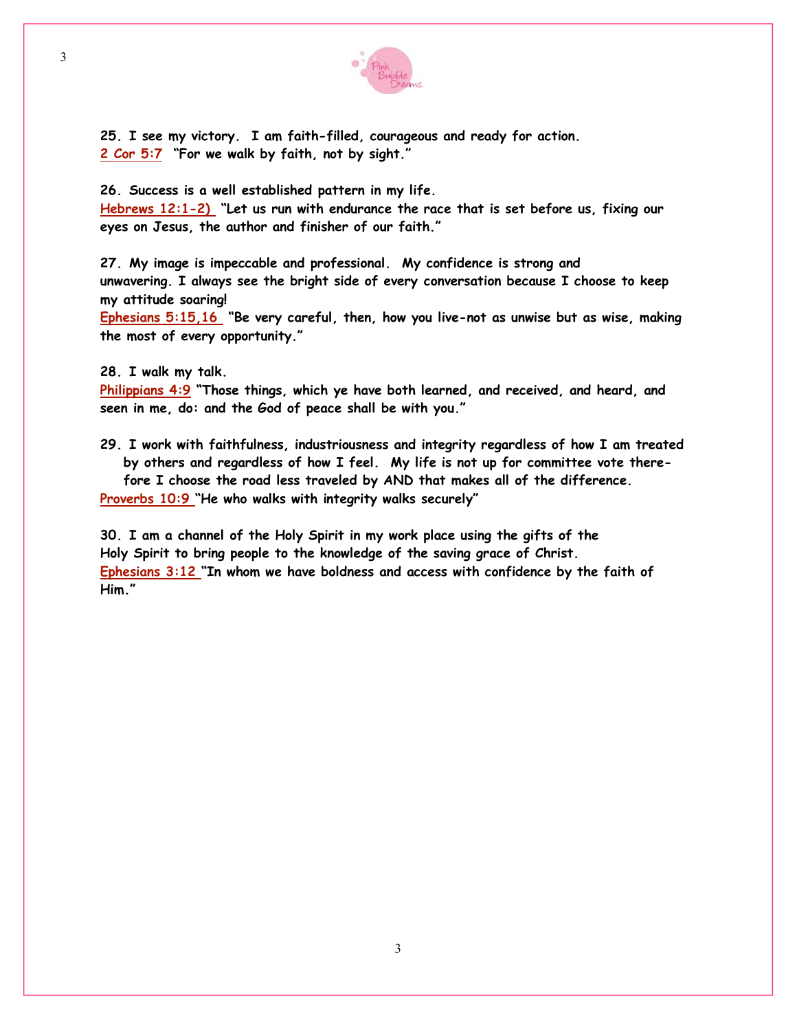**25. I see my victory. I am faith-filled, courageous and ready for action.**
**2 Cor 5:7 "For we walk by faith, not by sight."**

**26. Success is a well established pattern in my life.**
**Hebrews 12:1-2) "Let us run with endurance the race that is set before us, fixing our eyes on Jesus, the author and finisher of our faith."**

**27. My image is impeccable and professional. My confidence is strong and unwavering. I always see the bright side of every conversation because I choose to keep my attitude soaring!**
**Ephesians 5:15,16 "Be very careful, then, how you live-not as unwise but as wise, making the most of every opportunity."**

**28. I walk my talk.**
**Philippians 4:9 "Those things, which ye have both learned, and received, and heard, and seen in me, do: and the God of peace shall be with you."**

**29. I work with faithfulness, industriousness and integrity regardless of how I am treated by others and regardless of how I feel. My life is not up for committee vote therefore I choose the road less traveled by AND that makes all of the difference.**
**Proverbs 10:9 "He who walks with integrity walks securely"**

**30. I am a channel of the Holy Spirit in my work place using the gifts of the Holy Spirit to bring people to the knowledge of the saving grace of Christ.**
**Ephesians 3:12 "In whom we have boldness and access with confidence by the faith of Him."**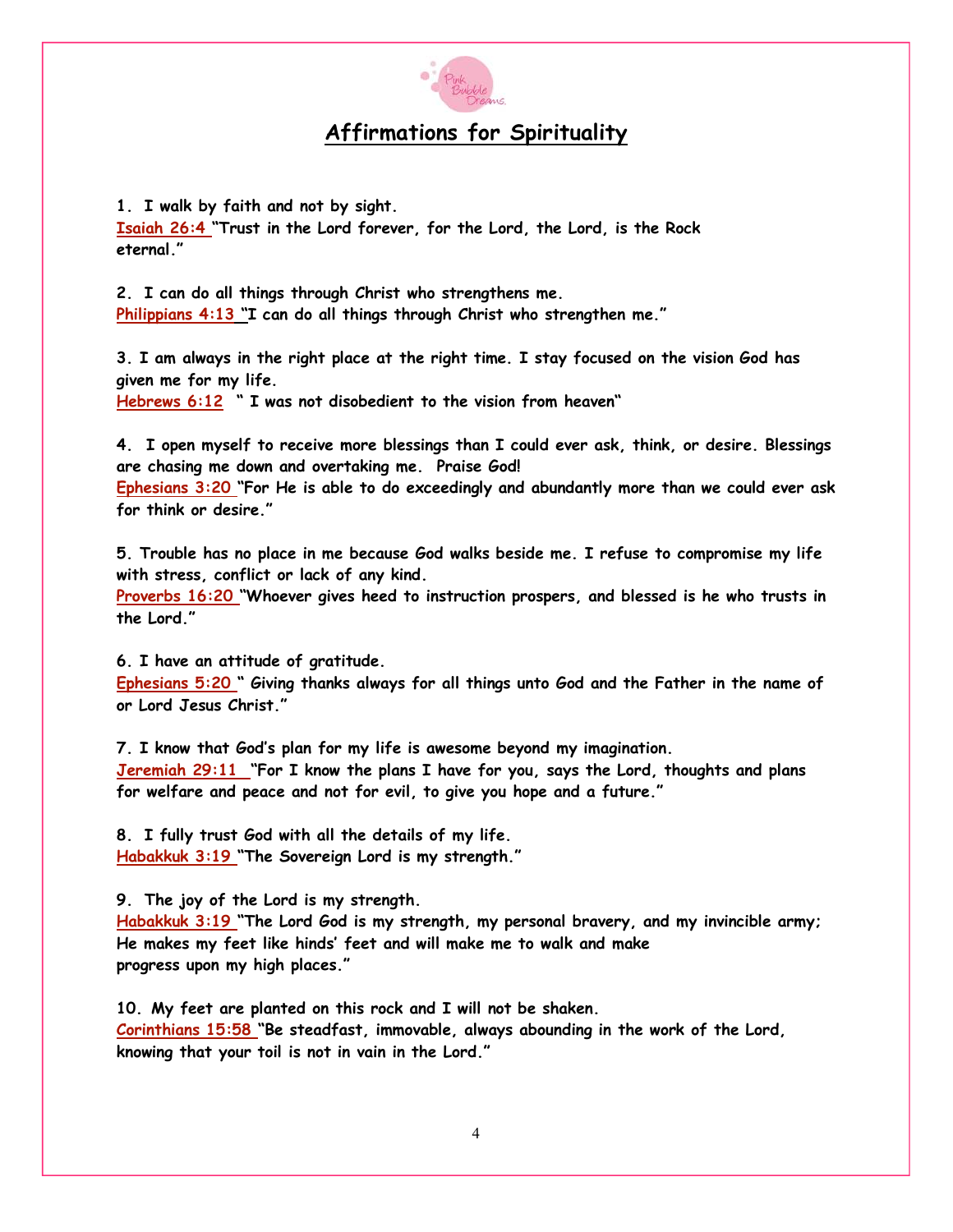## Affirmations for Spirituality

**1. I walk by faith and not by sight.**
**Isaiah 26:4 "Trust in the Lord forever, for the Lord, the Lord, is the Rock eternal."**

**2. I can do all things through Christ who strengthens me.**
**Philippians 4:13 "I can do all things through Christ who strengthen me."**

**3. I am always in the right place at the right time. I stay focused on the vision God has given me for my life.**
**Hebrews 6:12 " I was not disobedient to the vision from heaven"**

**4. I open myself to receive more blessings than I could ever ask, think, or desire. Blessings are chasing me down and overtaking me. Praise God!**
**Ephesians 3:20 "For He is able to do exceedingly and abundantly more than we could ever ask for think or desire."**

**5. Trouble has no place in me because God walks beside me. I refuse to compromise my life with stress, conflict or lack of any kind.**
**Proverbs 16:20 "Whoever gives heed to instruction prospers, and blessed is he who trusts in the Lord."**

**6. I have an attitude of gratitude.**
**Ephesians 5:20 " Giving thanks always for all things unto God and the Father in the name of or Lord Jesus Christ."**

**7. I know that God's plan for my life is awesome beyond my imagination.**
**Jeremiah 29:11 "For I know the plans I have for you, says the Lord, thoughts and plans for welfare and peace and not for evil, to give you hope and a future."**

**8. I fully trust God with all the details of my life.**
**Habakkuk 3:19 "The Sovereign Lord is my strength."**

**9. The joy of the Lord is my strength.**
**Habakkuk 3:19 "The Lord God is my strength, my personal bravery, and my invincible army; He makes my feet like hinds' feet and will make me to walk and make progress upon my high places."**

**10. My feet are planted on this rock and I will not be shaken.**
**Corinthians 15:58 "Be steadfast, immovable, always abounding in the work of the Lord, knowing that your toil is not in vain in the Lord."**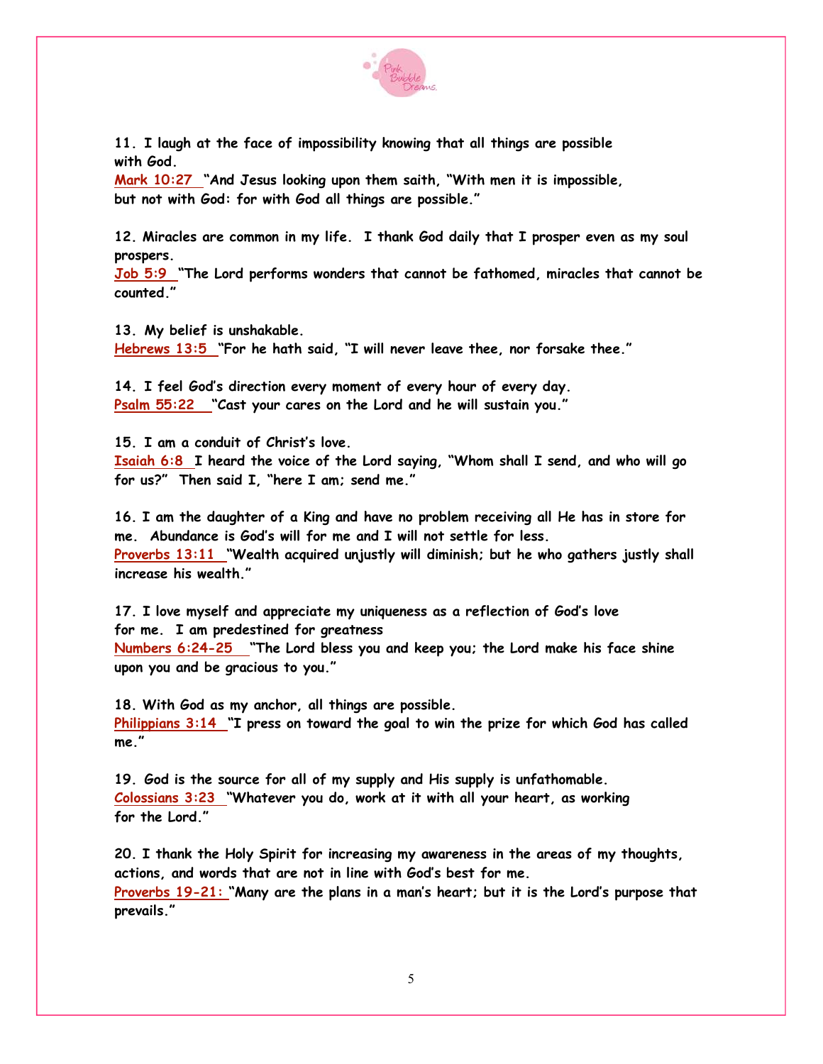**11. I laugh at the face of impossibility knowing that all things are possible with God.**
**Mark 10:27** **"And Jesus looking upon them saith, "With men it is impossible, but not with God: for with God all things are possible."**

**12. Miracles are common in my life. I thank God daily that I prosper even as my soul prospers.**
**Job 5:9** **"The Lord performs wonders that cannot be fathomed, miracles that cannot be counted."**

**13. My belief is unshakable.**
**Hebrews 13:5** **"For he hath said, "I will never leave thee, nor forsake thee."**

**14. I feel God's direction every moment of every hour of every day.**
**Psalm 55:22** **"Cast your cares on the Lord and he will sustain you."**

**15. I am a conduit of Christ's love.**
**Isaiah 6:8** **I heard the voice of the Lord saying, "Whom shall I send, and who will go for us?" Then said I, "here I am; send me."**

**16. I am the daughter of a King and have no problem receiving all He has in store for me. Abundance is God's will for me and I will not settle for less.**
**Proverbs 13:11** **"Wealth acquired unjustly will diminish; but he who gathers justly shall increase his wealth."**

**17. I love myself and appreciate my uniqueness as a reflection of God's love for me. I am predestined for greatness**
**Numbers 6:24-25** **"The Lord bless you and keep you; the Lord make his face shine upon you and be gracious to you."**

**18. With God as my anchor, all things are possible.**
**Philippians 3:14** **"I press on toward the goal to win the prize for which God has called me."**

**19. God is the source for all of my supply and His supply is unfathomable.**
**Colossians 3:23** **"Whatever you do, work at it with all your heart, as working for the Lord."**

**20. I thank the Holy Spirit for increasing my awareness in the areas of my thoughts, actions, and words that are not in line with God's best for me.**
**Proverbs 19-21:** **"Many are the plans in a man's heart; but it is the Lord's purpose that prevails."**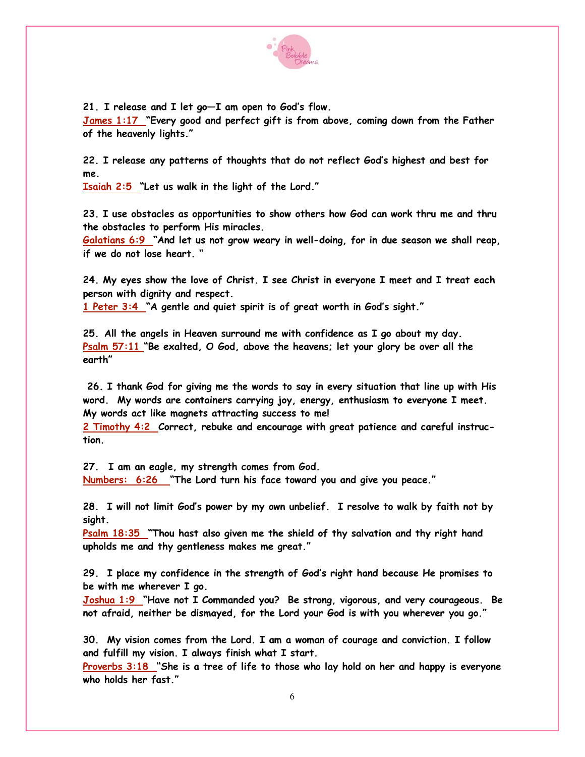**21. I release and I let go—I am open to God's flow.**
**James 1:17 "Every good and perfect gift is from above, coming down from the Father of the heavenly lights."**

**22. I release any patterns of thoughts that do not reflect God's highest and best for me.**
**Isaiah 2:5 "Let us walk in the light of the Lord."**

**23. I use obstacles as opportunities to show others how God can work thru me and thru the obstacles to perform His miracles.**
**Galatians 6:9 "And let us not grow weary in well-doing, for in due season we shall reap, if we do not lose heart. "**

**24. My eyes show the love of Christ. I see Christ in everyone I meet and I treat each person with dignity and respect.**
**1 Peter 3:4 "A gentle and quiet spirit is of great worth in God's sight."**

**25. All the angels in Heaven surround me with confidence as I go about my day.**
**Psalm 57:11 "Be exalted, O God, above the heavens; let your glory be over all the earth"**

**26. I thank God for giving me the words to say in every situation that line up with His word. My words are containers carrying joy, energy, enthusiasm to everyone I meet. My words act like magnets attracting success to me!**
**2 Timothy 4:2 Correct, rebuke and encourage with great patience and careful instruction.**

**27. I am an eagle, my strength comes from God.**
**Numbers: 6:26 "The Lord turn his face toward you and give you peace."**

**28. I will not limit God's power by my own unbelief. I resolve to walk by faith not by sight.**
**Psalm 18:35 "Thou hast also given me the shield of thy salvation and thy right hand upholds me and thy gentleness makes me great."**

**29. I place my confidence in the strength of God's right hand because He promises to be with me wherever I go.**
**Joshua 1:9 "Have not I Commanded you? Be strong, vigorous, and very courageous. Be not afraid, neither be dismayed, for the Lord your God is with you wherever you go."**

**30. My vision comes from the Lord. I am a woman of courage and conviction. I follow and fulfill my vision. I always finish what I start.**
**Proverbs 3:18 "She is a tree of life to those who lay hold on her and happy is everyone who holds her fast."**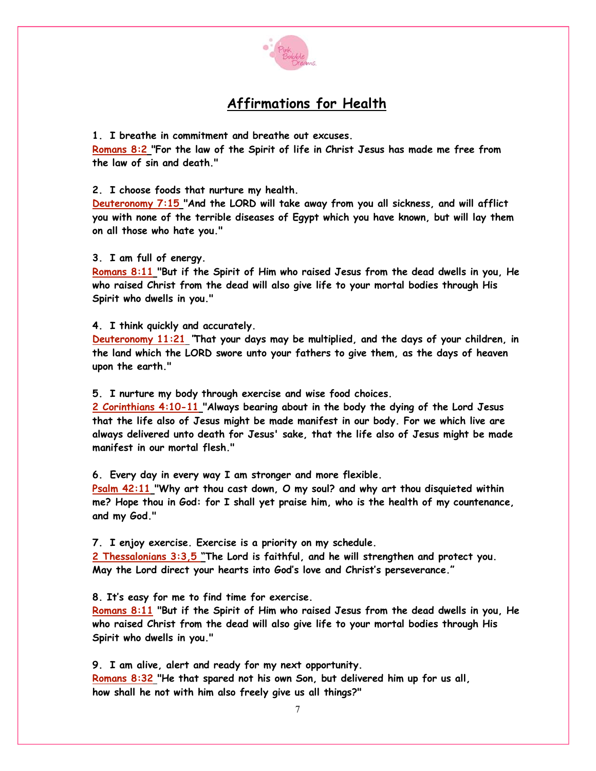# Affirmations for Health

**1. I breathe in commitment and breathe out excuses.**
**Romans 8:2 "For the law of the Spirit of life in Christ Jesus has made me free from the law of sin and death."**

**2. I choose foods that nurture my health.**
**Deuteronomy 7:15 "And the LORD will take away from you all sickness, and will afflict you with none of the terrible diseases of Egypt which you have known, but will lay them on all those who hate you."**

**3. I am full of energy.**
**Romans 8:11 "But if the Spirit of Him who raised Jesus from the dead dwells in you, He who raised Christ from the dead will also give life to your mortal bodies through His Spirit who dwells in you."**

**4. I think quickly and accurately.**
**Deuteronomy 11:21 "That your days may be multiplied, and the days of your children, in the land which the LORD swore unto your fathers to give them, as the days of heaven upon the earth."**

**5. I nurture my body through exercise and wise food choices.**
**2 Corinthians 4:10-11 "Always bearing about in the body the dying of the Lord Jesus that the life also of Jesus might be made manifest in our body. For we which live are always delivered unto death for Jesus' sake, that the life also of Jesus might be made manifest in our mortal flesh."**

**6. Every day in every way I am stronger and more flexible.**
**Psalm 42:11 "Why art thou cast down, O my soul? and why art thou disquieted within me? Hope thou in God: for I shall yet praise him, who is the health of my countenance, and my God."**

**7. I enjoy exercise. Exercise is a priority on my schedule.**
**2 Thessalonians 3:3,5 "The Lord is faithful, and he will strengthen and protect you. May the Lord direct your hearts into God's love and Christ's perseverance."**

**8. It's easy for me to find time for exercise.**
**Romans 8:11 "But if the Spirit of Him who raised Jesus from the dead dwells in you, He who raised Christ from the dead will also give life to your mortal bodies through His Spirit who dwells in you."**

**9. I am alive, alert and ready for my next opportunity.**
**Romans 8:32 "He that spared not his own Son, but delivered him up for us all, how shall he not with him also freely give us all things?"**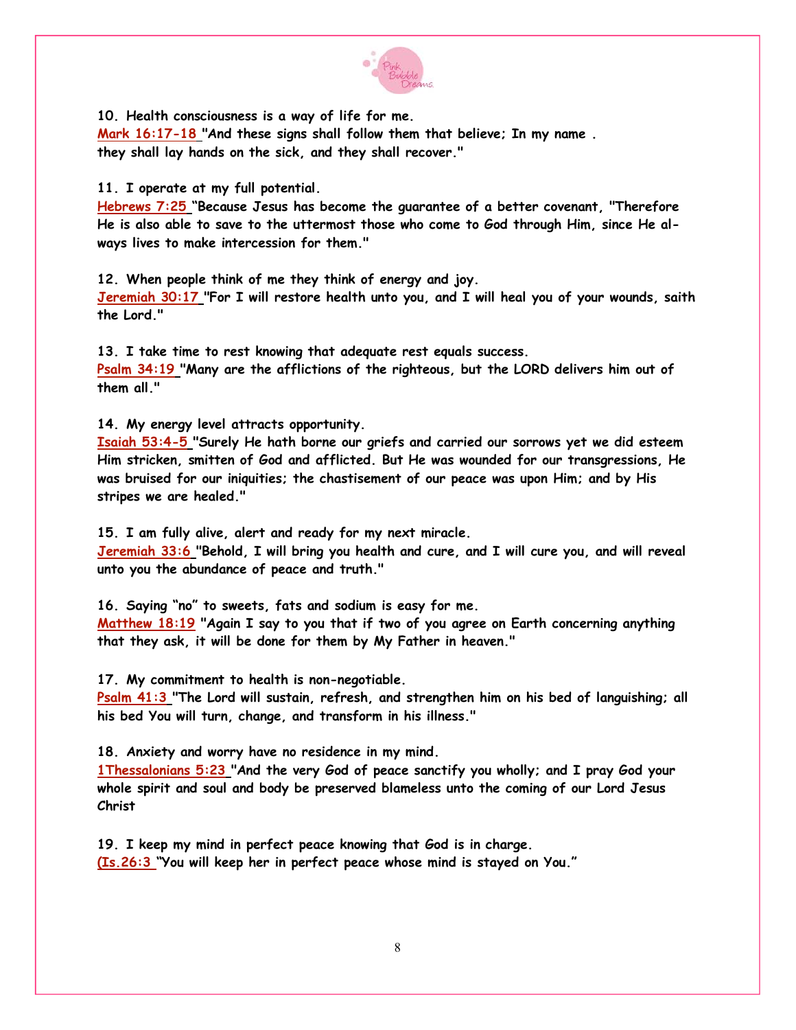**10. Health consciousness is a way of life for me.**
**Mark 16:17-18 "And these signs shall follow them that believe; In my name . they shall lay hands on the sick, and they shall recover."**

**11. I operate at my full potential.**
**Hebrews 7:25 "Because Jesus has become the guarantee of a better covenant, "Therefore He is also able to save to the uttermost those who come to God through Him, since He always lives to make intercession for them."**

**12. When people think of me they think of energy and joy.**
**Jeremiah 30:17 "For I will restore health unto you, and I will heal you of your wounds, saith the Lord."**

**13. I take time to rest knowing that adequate rest equals success.**
**Psalm 34:19 "Many are the afflictions of the righteous, but the LORD delivers him out of them all."**

**14. My energy level attracts opportunity.**
**Isaiah 53:4-5 "Surely He hath borne our griefs and carried our sorrows yet we did esteem Him stricken, smitten of God and afflicted. But He was wounded for our transgressions, He was bruised for our iniquities; the chastisement of our peace was upon Him; and by His stripes we are healed."**

**15. I am fully alive, alert and ready for my next miracle.**
**Jeremiah 33:6 "Behold, I will bring you health and cure, and I will cure you, and will reveal unto you the abundance of peace and truth."**

**16. Saying "no" to sweets, fats and sodium is easy for me.**
**Matthew 18:19 "Again I say to you that if two of you agree on Earth concerning anything that they ask, it will be done for them by My Father in heaven."**

**17. My commitment to health is non-negotiable.**
**Psalm 41:3 "The Lord will sustain, refresh, and strengthen him on his bed of languishing; all his bed You will turn, change, and transform in his illness."**

**18. Anxiety and worry have no residence in my mind.**
**1Thessalonians 5:23 "And the very God of peace sanctify you wholly; and I pray God your whole spirit and soul and body be preserved blameless unto the coming of our Lord Jesus Christ**

**19. I keep my mind in perfect peace knowing that God is in charge.**
**(Is.26:3 "You will keep her in perfect peace whose mind is stayed on You."**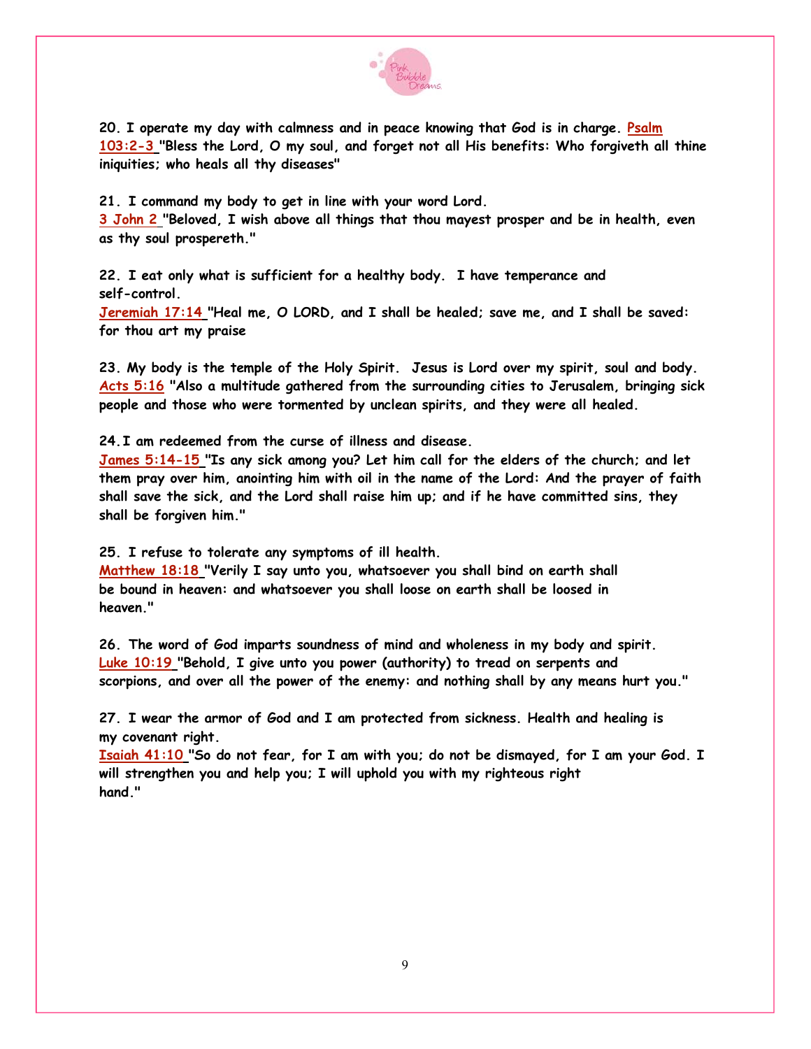**20. I operate my day with calmness and in peace knowing that God is in charge. Psalm 103:2-3 "Bless the Lord, O my soul, and forget not all His benefits: Who forgiveth all thine iniquities; who heals all thy diseases"**

**21. I command my body to get in line with your word Lord.**
**3 John 2 "Beloved, I wish above all things that thou mayest prosper and be in health, even as thy soul prospereth."**

**22. I eat only what is sufficient for a healthy body. I have temperance and self-control.**
**Jeremiah 17:14 "Heal me, O LORD, and I shall be healed; save me, and I shall be saved: for thou art my praise**

**23. My body is the temple of the Holy Spirit. Jesus is Lord over my spirit, soul and body. Acts 5:16 "Also a multitude gathered from the surrounding cities to Jerusalem, bringing sick people and those who were tormented by unclean spirits, and they were all healed.**

**24. I am redeemed from the curse of illness and disease.**
**James 5:14-15 "Is any sick among you? Let him call for the elders of the church; and let them pray over him, anointing him with oil in the name of the Lord: And the prayer of faith shall save the sick, and the Lord shall raise him up; and if he have committed sins, they shall be forgiven him."**

**25. I refuse to tolerate any symptoms of ill health.**
**Matthew 18:18 "Verily I say unto you, whatsoever you shall bind on earth shall be bound in heaven: and whatsoever you shall loose on earth shall be loosed in heaven."**

**26. The word of God imparts soundness of mind and wholeness in my body and spirit.**
**Luke 10:19 "Behold, I give unto you power (authority) to tread on serpents and scorpions, and over all the power of the enemy: and nothing shall by any means hurt you."**

**27. I wear the armor of God and I am protected from sickness. Health and healing is my covenant right.**
**Isaiah 41:10 "So do not fear, for I am with you; do not be dismayed, for I am your God. I will strengthen you and help you; I will uphold you with my righteous right hand."**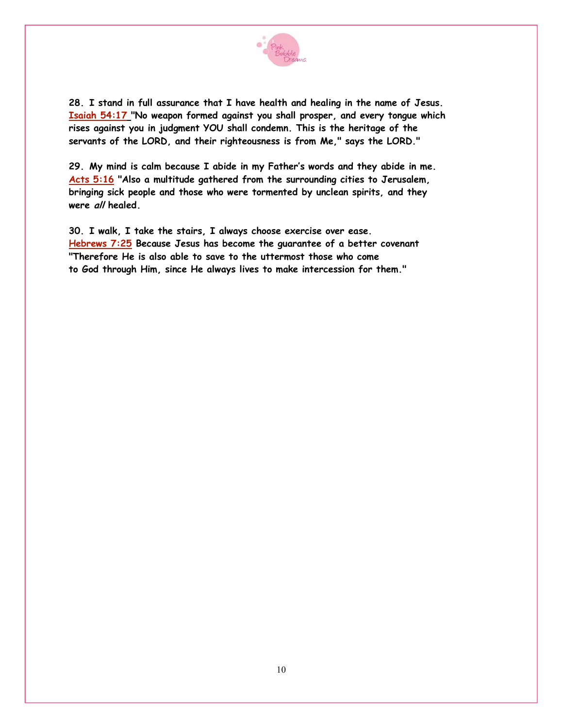**28. I stand in full assurance that I have health and healing in the name of Jesus.**
**Isaiah 54:17 "No weapon formed against you shall prosper, and every tongue which rises against you in judgment YOU shall condemn. This is the heritage of the servants of the LORD, and their righteousness is from Me," says the LORD."**

**29. My mind is calm because I abide in my Father's words and they abide in me.**
**Acts 5:16 "Also a multitude gathered from the surrounding cities to Jerusalem, bringing sick people and those who were tormented by unclean spirits, and they were *all* healed.**

**30. I walk, I take the stairs, I always choose exercise over ease.**
**Hebrews 7:25 Because Jesus has become the guarantee of a better covenant "Therefore He is also able to save to the uttermost those who come to God through Him, since He always lives to make intercession for them."**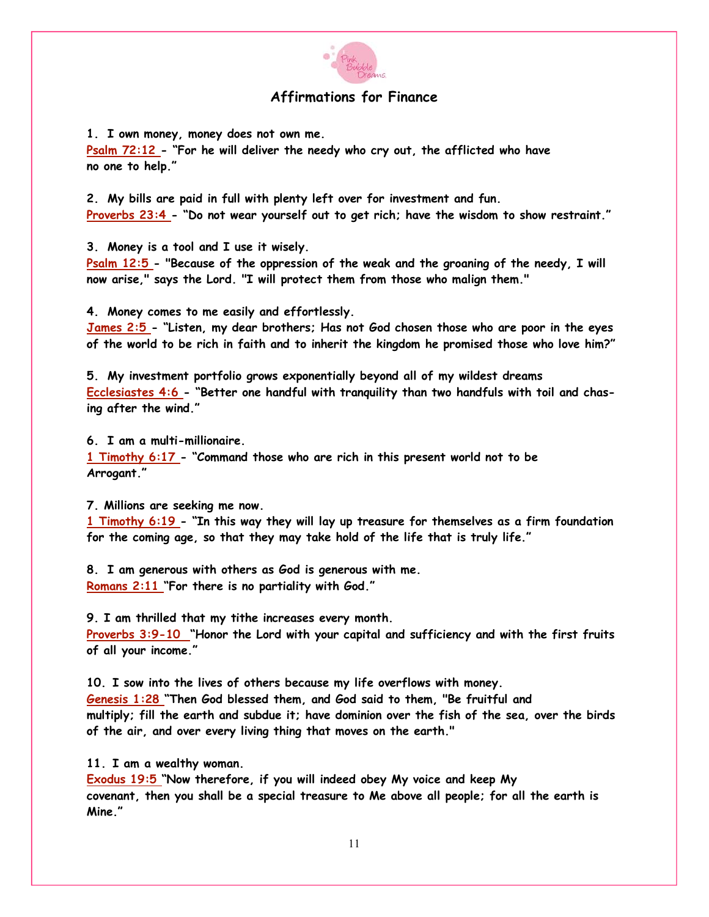## Affirmations for Finance

**1. I own money, money does not own me.**
**Psalm 72:12 - "For he will deliver the needy who cry out, the afflicted who have no one to help."**

**2. My bills are paid in full with plenty left over for investment and fun.**
**Proverbs 23:4 - "Do not wear yourself out to get rich; have the wisdom to show restraint."**

**3. Money is a tool and I use it wisely.**
**Psalm 12:5 - "Because of the oppression of the weak and the groaning of the needy, I will now arise," says the Lord. "I will protect them from those who malign them."**

**4. Money comes to me easily and effortlessly.**
**James 2:5 - "Listen, my dear brothers; Has not God chosen those who are poor in the eyes of the world to be rich in faith and to inherit the kingdom he promised those who love him?"**

**5. My investment portfolio grows exponentially beyond all of my wildest dreams**
**Ecclesiastes 4:6 - "Better one handful with tranquility than two handfuls with toil and chasing after the wind."**

**6. I am a multi-millionaire.**
**1 Timothy 6:17 - "Command those who are rich in this present world not to be Arrogant."**

**7. Millions are seeking me now.**
**1 Timothy 6:19 - "In this way they will lay up treasure for themselves as a firm foundation for the coming age, so that they may take hold of the life that is truly life."**

**8. I am generous with others as God is generous with me.**
**Romans 2:11 "For there is no partiality with God."**

**9. I am thrilled that my tithe increases every month.**
**Proverbs 3:9-10 "Honor the Lord with your capital and sufficiency and with the first fruits of all your income."**

**10. I sow into the lives of others because my life overflows with money.**
**Genesis 1:28 "Then God blessed them, and God said to them, "Be fruitful and multiply; fill the earth and subdue it; have dominion over the fish of the sea, over the birds of the air, and over every living thing that moves on the earth."**

**11. I am a wealthy woman.**
**Exodus 19:5 "Now therefore, if you will indeed obey My voice and keep My covenant, then you shall be a special treasure to Me above all people; for all the earth is Mine."**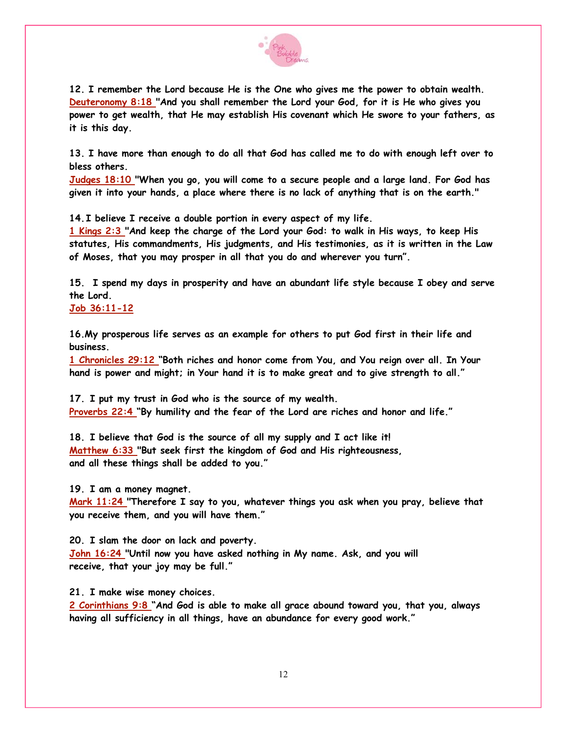**12. I remember the Lord because He is the One who gives me the power to obtain wealth.**
**Deuteronomy 8:18 "And you shall remember the Lord your God, for it is He who gives you power to get wealth, that He may establish His covenant which He swore to your fathers, as it is this day.**

**13. I have more than enough to do all that God has called me to do with enough left over to bless others.**
**Judges 18:10 "When you go, you will come to a secure people and a large land. For God has given it into your hands, a place where there is no lack of anything that is on the earth."**

**14. I believe I receive a double portion in every aspect of my life.**
**1 Kings 2:3 "And keep the charge of the Lord your God: to walk in His ways, to keep His statutes, His commandments, His judgments, and His testimonies, as it is written in the Law of Moses, that you may prosper in all that you do and wherever you turn".**

**15. I spend my days in prosperity and have an abundant life style because I obey and serve the Lord.**
**Job 36:11-12**

**16. My prosperous life serves as an example for others to put God first in their life and business.**
**1 Chronicles 29:12 "Both riches and honor come from You, and You reign over all. In Your hand is power and might; in Your hand it is to make great and to give strength to all."**

**17. I put my trust in God who is the source of my wealth.**
**Proverbs 22:4 "By humility and the fear of the Lord are riches and honor and life."**

**18. I believe that God is the source of all my supply and I act like it!**
**Matthew 6:33 "But seek first the kingdom of God and His righteousness, and all these things shall be added to you."**

**19. I am a money magnet.**
**Mark 11:24 "Therefore I say to you, whatever things you ask when you pray, believe that you receive them, and you will have them."**

**20. I slam the door on lack and poverty.**
**John 16:24 "Until now you have asked nothing in My name. Ask, and you will receive, that your joy may be full."**

**21. I make wise money choices.**
**2 Corinthians 9:8 "And God is able to make all grace abound toward you, that you, always having all sufficiency in all things, have an abundance for every good work."**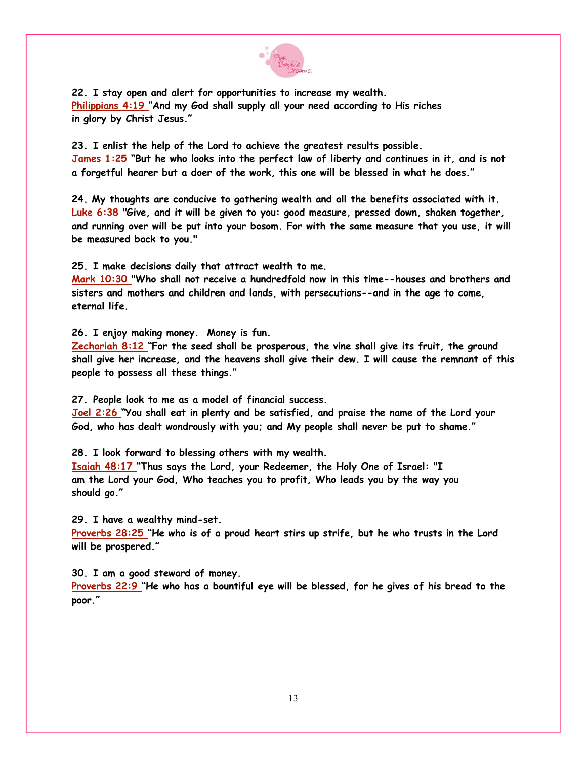**22. I stay open and alert for opportunities to increase my wealth.**
**Philippians 4:19 "And my God shall supply all your need according to His riches in glory by Christ Jesus."**

**23. I enlist the help of the Lord to achieve the greatest results possible.**
**James 1:25 "But he who looks into the perfect law of liberty and continues in it, and is not a forgetful hearer but a doer of the work, this one will be blessed in what he does."**

**24. My thoughts are conducive to gathering wealth and all the benefits associated with it.**
**Luke 6:38 "Give, and it will be given to you: good measure, pressed down, shaken together, and running over will be put into your bosom. For with the same measure that you use, it will be measured back to you."**

**25. I make decisions daily that attract wealth to me.**
**Mark 10:30 "Who shall not receive a hundredfold now in this time--houses and brothers and sisters and mothers and children and lands, with persecutions--and in the age to come, eternal life.**

**26. I enjoy making money. Money is fun.**
**Zechariah 8:12 "For the seed shall be prosperous, the vine shall give its fruit, the ground shall give her increase, and the heavens shall give their dew. I will cause the remnant of this people to possess all these things."**

**27. People look to me as a model of financial success.**
**Joel 2:26 "You shall eat in plenty and be satisfied, and praise the name of the Lord your God, who has dealt wondrously with you; and My people shall never be put to shame."**

**28. I look forward to blessing others with my wealth.**
**Isaiah 48:17 "Thus says the Lord, your Redeemer, the Holy One of Israel: "I am the Lord your God, Who teaches you to profit, Who leads you by the way you should go."**

**29. I have a wealthy mind-set.**
**Proverbs 28:25 "He who is of a proud heart stirs up strife, but he who trusts in the Lord will be prospered."**

**30. I am a good steward of money.**
**Proverbs 22:9 "He who has a bountiful eye will be blessed, for he gives of his bread to the poor."**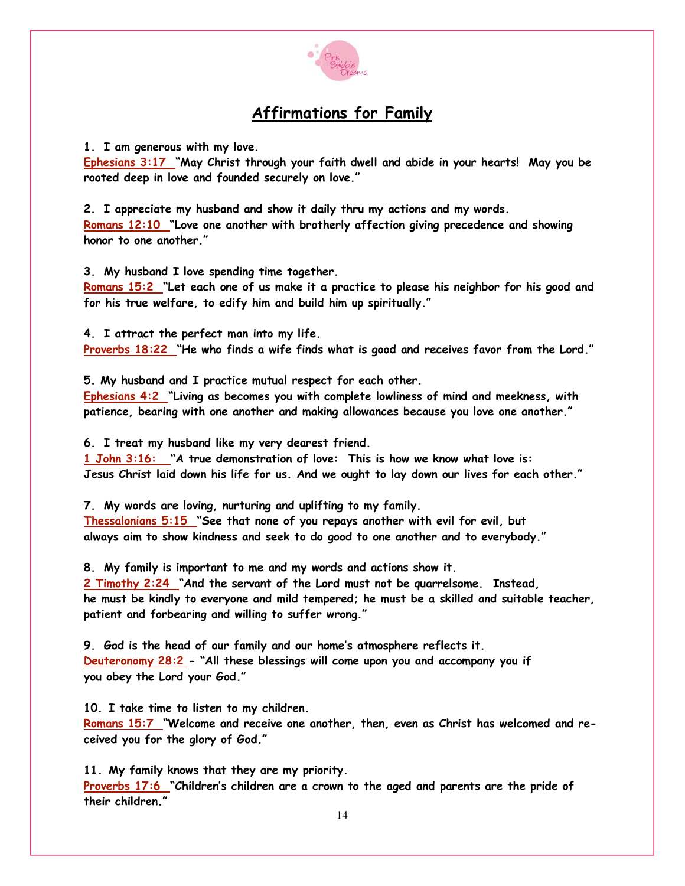# Affirmations for Family

**1. I am generous with my love.**
**Ephesians 3:17 "May Christ through your faith dwell and abide in your hearts! May you be rooted deep in love and founded securely on love."**

**2. I appreciate my husband and show it daily thru my actions and my words.**
**Romans 12:10 "Love one another with brotherly affection giving precedence and showing honor to one another."**

**3. My husband I love spending time together.**
**Romans 15:2 "Let each one of us make it a practice to please his neighbor for his good and for his true welfare, to edify him and build him up spiritually."**

**4. I attract the perfect man into my life.**
**Proverbs 18:22 "He who finds a wife finds what is good and receives favor from the Lord."**

**5. My husband and I practice mutual respect for each other.**
**Ephesians 4:2 "Living as becomes you with complete lowliness of mind and meekness, with patience, bearing with one another and making allowances because you love one another."**

**6. I treat my husband like my very dearest friend.**
**1 John 3:16: "A true demonstration of love: This is how we know what love is: Jesus Christ laid down his life for us. And we ought to lay down our lives for each other."**

**7. My words are loving, nurturing and uplifting to my family.**
**Thessalonians 5:15 "See that none of you repays another with evil for evil, but always aim to show kindness and seek to do good to one another and to everybody."**

**8. My family is important to me and my words and actions show it.**
**2 Timothy 2:24 "And the servant of the Lord must not be quarrelsome. Instead, he must be kindly to everyone and mild tempered; he must be a skilled and suitable teacher, patient and forbearing and willing to suffer wrong."**

**9. God is the head of our family and our home's atmosphere reflects it.**
**Deuteronomy 28:2 - "All these blessings will come upon you and accompany you if you obey the Lord your God."**

**10. I take time to listen to my children.**
**Romans 15:7 "Welcome and receive one another, then, even as Christ has welcomed and received you for the glory of God."**

**11. My family knows that they are my priority.**
**Proverbs 17:6 "Children's children are a crown to the aged and parents are the pride of their children."**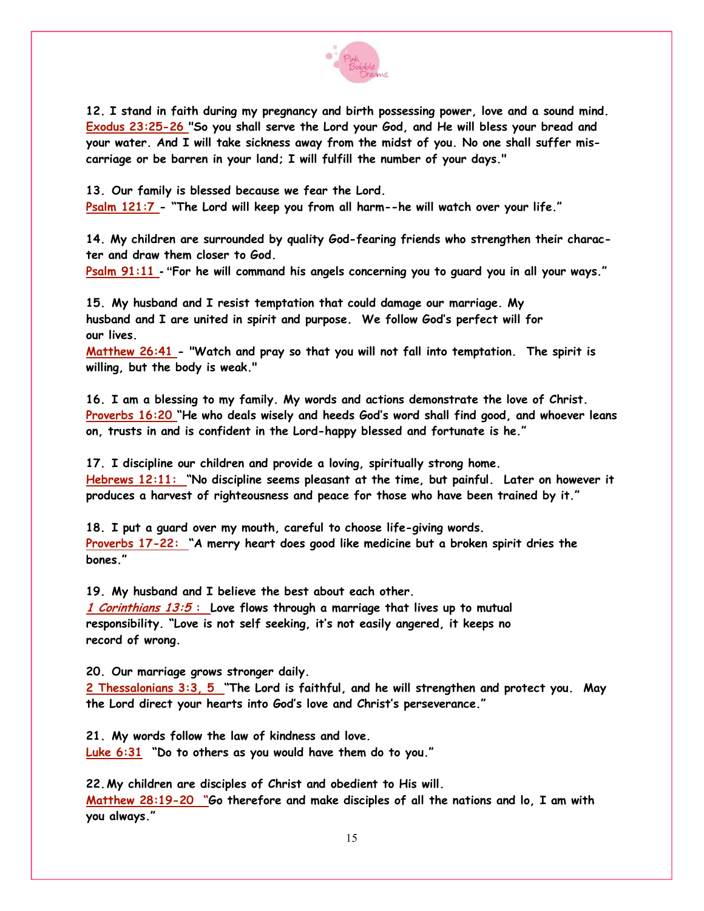**12. I stand in faith during my pregnancy and birth possessing power, love and a sound mind.**
**Exodus 23:25-26 "So you shall serve the Lord your God, and He will bless your bread and your water. And I will take sickness away from the midst of you. No one shall suffer mis-carriage or be barren in your land; I will fulfill the number of your days."**

**13. Our family is blessed because we fear the Lord.**
**Psalm 121:7 - "The Lord will keep you from all harm--he will watch over your life."**

**14. My children are surrounded by quality God-fearing friends who strengthen their charac-ter and draw them closer to God.**
**Psalm 91:11 - "For he will command his angels concerning you to guard you in all your ways."**

**15. My husband and I resist temptation that could damage our marriage. My husband and I are united in spirit and purpose. We follow God's perfect will for our lives.**
**Matthew 26:41 - "Watch and pray so that you will not fall into temptation. The spirit is willing, but the body is weak."**

**16. I am a blessing to my family. My words and actions demonstrate the love of Christ.**
**Proverbs 16:20 "He who deals wisely and heeds God's word shall find good, and whoever leans on, trusts in and is confident in the Lord-happy blessed and fortunate is he."**

**17. I discipline our children and provide a loving, spiritually strong home.**
**Hebrews 12:11: "No discipline seems pleasant at the time, but painful. Later on however it produces a harvest of righteousness and peace for those who have been trained by it."**

**18. I put a guard over my mouth, careful to choose life-giving words.**
**Proverbs 17-22: "A merry heart does good like medicine but a broken spirit dries the bones."**

**19. My husband and I believe the best about each other.**
***1 Corinthians 13:5* : Love flows through a marriage that lives up to mutual responsibility. "Love is not self seeking, it's not easily angered, it keeps no record of wrong.**

**20. Our marriage grows stronger daily.**
**2 Thessalonians 3:3, 5 "The Lord is faithful, and he will strengthen and protect you. May the Lord direct your hearts into God's love and Christ's perseverance."**

**21. My words follow the law of kindness and love.**
**Luke 6:31 "Do to others as you would have them do to you."**

**22. My children are disciples of Christ and obedient to His will.**
**Matthew 28:19-20 "Go therefore and make disciples of all the nations and lo, I am with you always."**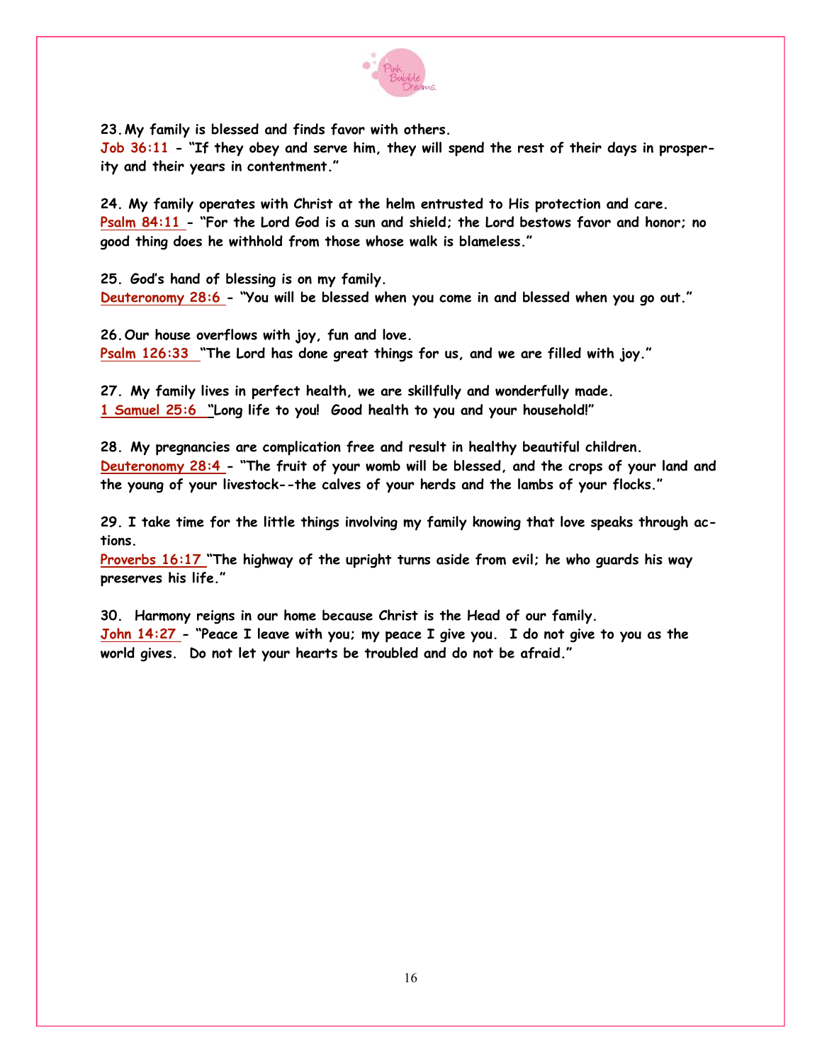**23. My family is blessed and finds favor with others.**
**Job 36:11 - "If they obey and serve him, they will spend the rest of their days in prosperity and their years in contentment."**

**24. My family operates with Christ at the helm entrusted to His protection and care.**
**Psalm 84:11 - "For the Lord God is a sun and shield; the Lord bestows favor and honor; no good thing does he withhold from those whose walk is blameless."**

**25. God's hand of blessing is on my family.**
**Deuteronomy 28:6 - "You will be blessed when you come in and blessed when you go out."**

**26. Our house overflows with joy, fun and love.**
**Psalm 126:33 "The Lord has done great things for us, and we are filled with joy."**

**27. My family lives in perfect health, we are skillfully and wonderfully made.**
**1 Samuel 25:6 "Long life to you! Good health to you and your household!"**

**28. My pregnancies are complication free and result in healthy beautiful children.**
**Deuteronomy 28:4 - "The fruit of your womb will be blessed, and the crops of your land and the young of your livestock--the calves of your herds and the lambs of your flocks."**

**29. I take time for the little things involving my family knowing that love speaks through actions.**
**Proverbs 16:17 "The highway of the upright turns aside from evil; he who guards his way preserves his life."**

**30. Harmony reigns in our home because Christ is the Head of our family.**
**John 14:27 - "Peace I leave with you; my peace I give you. I do not give to you as the world gives. Do not let your hearts be troubled and do not be afraid."**